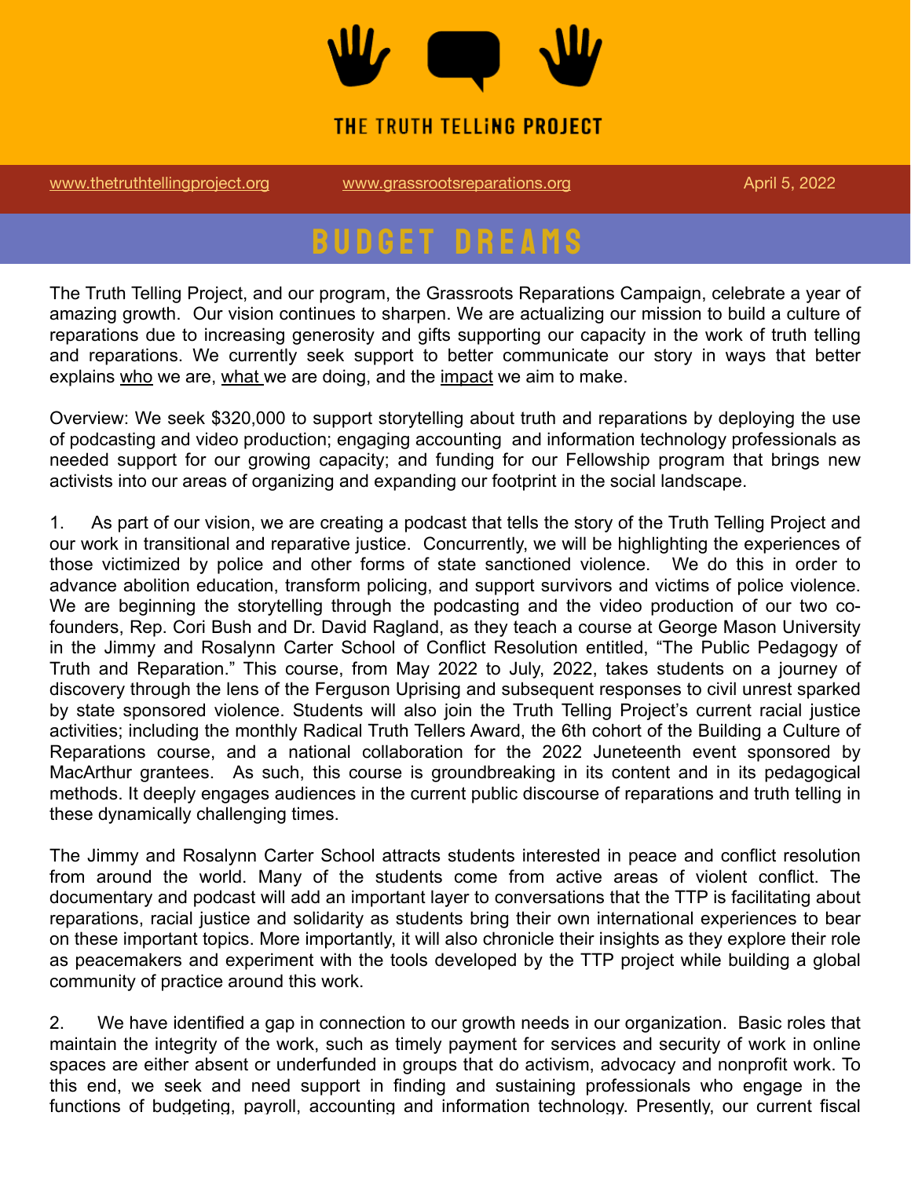# THE TRUTH TELLiNG PROJECT

www.thetruthtellingproject.org    www.grassrootsreparations.org    April 5, 2022

## BUDGET DREAMS

The Truth Telling Project, and our program, the Grassroots Reparations Campaign, celebrate a year of amazing growth. Our vision continues to sharpen. We are actualizing our mission to build a culture of reparations due to increasing generosity and gifts supporting our capacity in the work of truth telling and reparations. We currently seek support to better communicate our story in ways that better explains who we are, what we are doing, and the impact we aim to make.

Overview: We seek $320,000 to support storytelling about truth and reparations by deploying the use of podcasting and video production; engaging accounting and information technology professionals as needed support for our growing capacity; and funding for our Fellowship program that brings new activists into our areas of organizing and expanding our footprint in the social landscape.

1. As part of our vision, we are creating a podcast that tells the story of the Truth Telling Project and our work in transitional and reparative justice. Concurrently, we will be highlighting the experiences of those victimized by police and other forms of state sanctioned violence. We do this in order to advance abolition education, transform policing, and support survivors and victims of police violence. We are beginning the storytelling through the podcasting and the video production of our two co-founders, Rep. Cori Bush and Dr. David Ragland, as they teach a course at George Mason University in the Jimmy and Rosalynn Carter School of Conflict Resolution entitled, "The Public Pedagogy of Truth and Reparation." This course, from May 2022 to July, 2022, takes students on a journey of discovery through the lens of the Ferguson Uprising and subsequent responses to civil unrest sparked by state sponsored violence. Students will also join the Truth Telling Project's current racial justice activities; including the monthly Radical Truth Tellers Award, the 6th cohort of the Building a Culture of Reparations course, and a national collaboration for the 2022 Juneteenth event sponsored by MacArthur grantees. As such, this course is groundbreaking in its content and in its pedagogical methods. It deeply engages audiences in the current public discourse of reparations and truth telling in these dynamically challenging times.

The Jimmy and Rosalynn Carter School attracts students interested in peace and conflict resolution from around the world. Many of the students come from active areas of violent conflict. The documentary and podcast will add an important layer to conversations that the TTP is facilitating about reparations, racial justice and solidarity as students bring their own international experiences to bear on these important topics. More importantly, it will also chronicle their insights as they explore their role as peacemakers and experiment with the tools developed by the TTP project while building a global community of practice around this work.

2. We have identified a gap in connection to our growth needs in our organization. Basic roles that maintain the integrity of the work, such as timely payment for services and security of work in online spaces are either absent or underfunded in groups that do activism, advocacy and nonprofit work. To this end, we seek and need support in finding and sustaining professionals who engage in the functions of budgeting, payroll, accounting and information technology. Presently, our current fiscal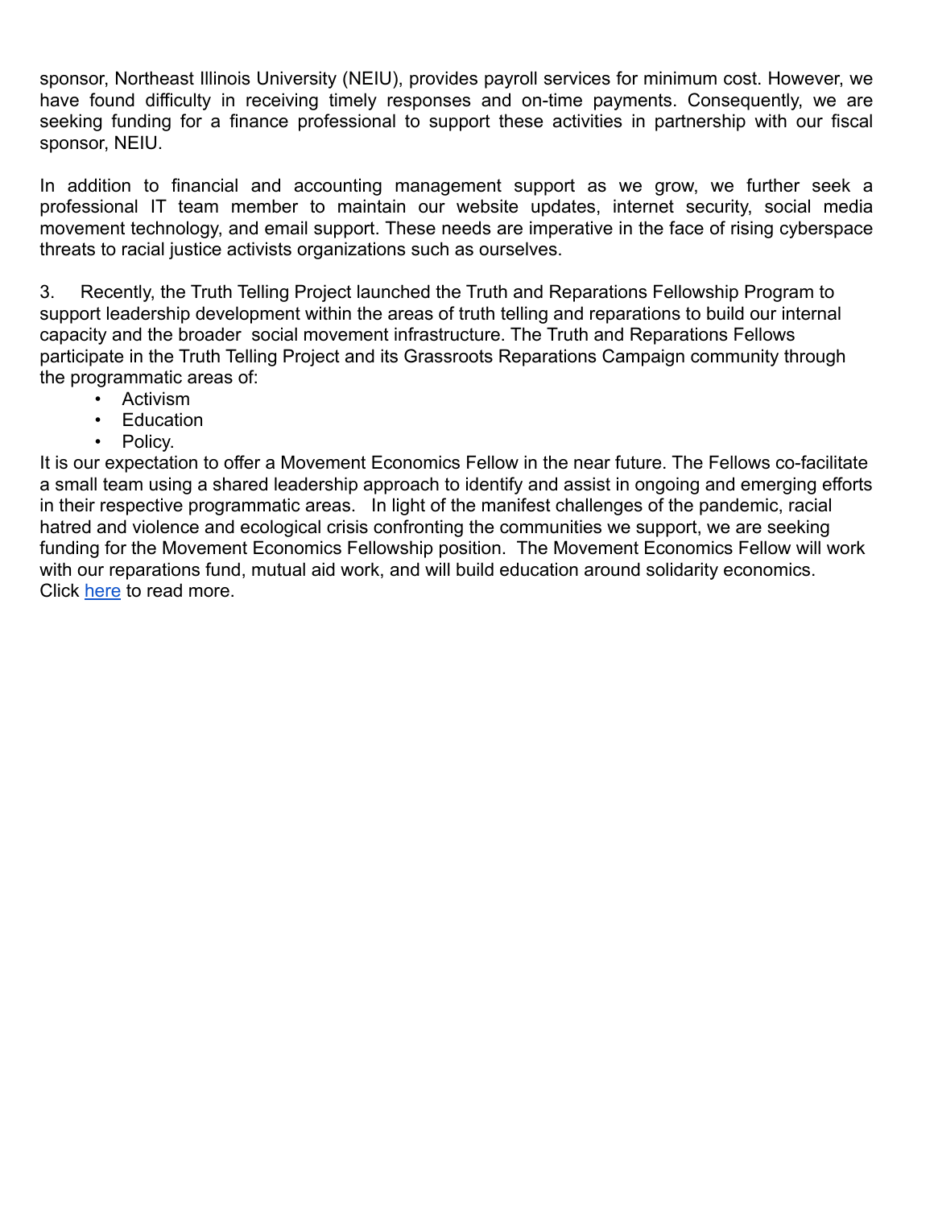sponsor, Northeast Illinois University (NEIU), provides payroll services for minimum cost. However, we have found difficulty in receiving timely responses and on-time payments. Consequently, we are seeking funding for a finance professional to support these activities in partnership with our fiscal sponsor, NEIU.

In addition to financial and accounting management support as we grow, we further seek a professional IT team member to maintain our website updates, internet security, social media movement technology, and email support. These needs are imperative in the face of rising cyberspace threats to racial justice activists organizations such as ourselves.

3. Recently, the Truth Telling Project launched the Truth and Reparations Fellowship Program to support leadership development within the areas of truth telling and reparations to build our internal capacity and the broader social movement infrastructure. The Truth and Reparations Fellows participate in the Truth Telling Project and its Grassroots Reparations Campaign community through the programmatic areas of:

- Activism
- Education
- Policy.

It is our expectation to offer a Movement Economics Fellow in the near future. The Fellows co-facilitate a small team using a shared leadership approach to identify and assist in ongoing and emerging efforts in their respective programmatic areas. In light of the manifest challenges of the pandemic, racial hatred and violence and ecological crisis confronting the communities we support, we are seeking funding for the Movement Economics Fellowship position. The Movement Economics Fellow will work with our reparations fund, mutual aid work, and will build education around solidarity economics. Click here to read more.